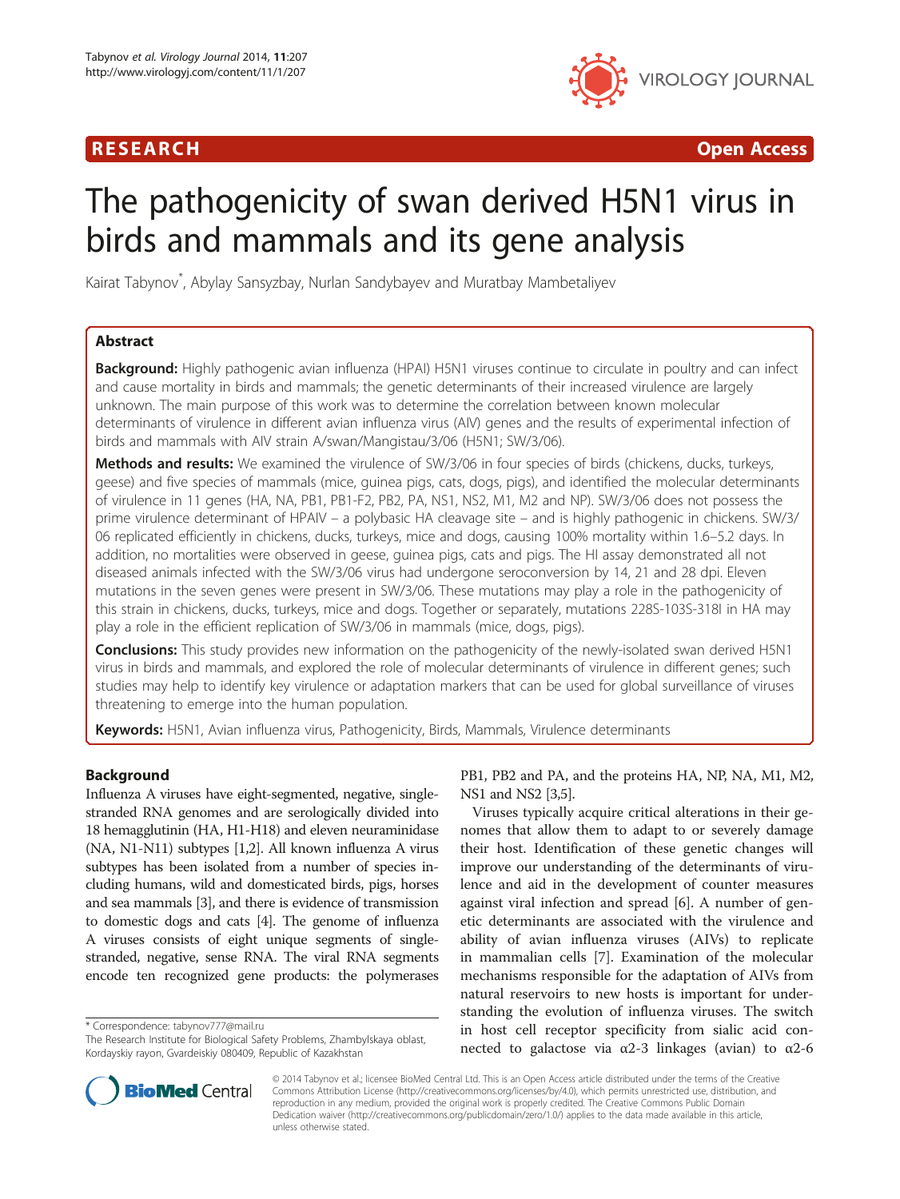RESEARCH **Open Access**

# The pathogenicity of swan derived H5N1 virus in birds and mammals and its gene analysis

Kairat Tabynov*, Abylay Sansyzbay, Nurlan Sandybayev and Muratbay Mambetaliyev

## Abstract

**Background:** Highly pathogenic avian influenza (HPAI) H5N1 viruses continue to circulate in poultry and can infect and cause mortality in birds and mammals; the genetic determinants of their increased virulence are largely unknown. The main purpose of this work was to determine the correlation between known molecular determinants of virulence in different avian influenza virus (AIV) genes and the results of experimental infection of birds and mammals with AIV strain A/swan/Mangistau/3/06 (H5N1; SW/3/06).

**Methods and results:** We examined the virulence of SW/3/06 in four species of birds (chickens, ducks, turkeys, geese) and five species of mammals (mice, guinea pigs, cats, dogs, pigs), and identified the molecular determinants of virulence in 11 genes (HA, NA, PB1, PB1-F2, PB2, PA, NS1, NS2, M1, M2 and NP). SW/3/06 does not possess the prime virulence determinant of HPAIV – a polybasic HA cleavage site – and is highly pathogenic in chickens. SW/3/06 replicated efficiently in chickens, ducks, turkeys, mice and dogs, causing 100% mortality within 1.6–5.2 days. In addition, no mortalities were observed in geese, guinea pigs, cats and pigs. The HI assay demonstrated all not diseased animals infected with the SW/3/06 virus had undergone seroconversion by 14, 21 and 28 dpi. Eleven mutations in the seven genes were present in SW/3/06. These mutations may play a role in the pathogenicity of this strain in chickens, ducks, turkeys, mice and dogs. Together or separately, mutations 228S-103S-318I in HA may play a role in the efficient replication of SW/3/06 in mammals (mice, dogs, pigs).

**Conclusions:** This study provides new information on the pathogenicity of the newly-isolated swan derived H5N1 virus in birds and mammals, and explored the role of molecular determinants of virulence in different genes; such studies may help to identify key virulence or adaptation markers that can be used for global surveillance of viruses threatening to emerge into the human population.

**Keywords:** H5N1, Avian influenza virus, Pathogenicity, Birds, Mammals, Virulence determinants

## Background

Influenza A viruses have eight-segmented, negative, single-stranded RNA genomes and are serologically divided into 18 hemagglutinin (HA, H1-H18) and eleven neuraminidase (NA, N1-N11) subtypes [1,2]. All known influenza A virus subtypes has been isolated from a number of species including humans, wild and domesticated birds, pigs, horses and sea mammals [3], and there is evidence of transmission to domestic dogs and cats [4]. The genome of influenza A viruses consists of eight unique segments of single-stranded, negative, sense RNA. The viral RNA segments encode ten recognized gene products: the polymerases PB1, PB2 and PA, and the proteins HA, NP, NA, M1, M2, NS1 and NS2 [3,5].

Viruses typically acquire critical alterations in their genomes that allow them to adapt to or severely damage their host. Identification of these genetic changes will improve our understanding of the determinants of virulence and aid in the development of counter measures against viral infection and spread [6]. A number of genetic determinants are associated with the virulence and ability of avian influenza viruses (AIVs) to replicate in mammalian cells [7]. Examination of the molecular mechanisms responsible for the adaptation of AIVs from natural reservoirs to new hosts is important for understanding the evolution of influenza viruses. The switch in host cell receptor specificity from sialic acid connected to galactose via α2-3 linkages (avian) to α2-6

* Correspondence: tabynov777@mail.ru
The Research Institute for Biological Safety Problems, Zhambylskaya oblast, Kordayskiy rayon, Gvardeiskiy 080409, Republic of Kazakhstan

© 2014 Tabynov et al.; licensee BioMed Central Ltd. This is an Open Access article distributed under the terms of the Creative Commons Attribution License (http://creativecommons.org/licenses/by/4.0), which permits unrestricted use, distribution, and reproduction in any medium, provided the original work is properly credited. The Creative Commons Public Domain Dedication waiver (http://creativecommons.org/publicdomain/zero/1.0/) applies to the data made available in this article, unless otherwise stated.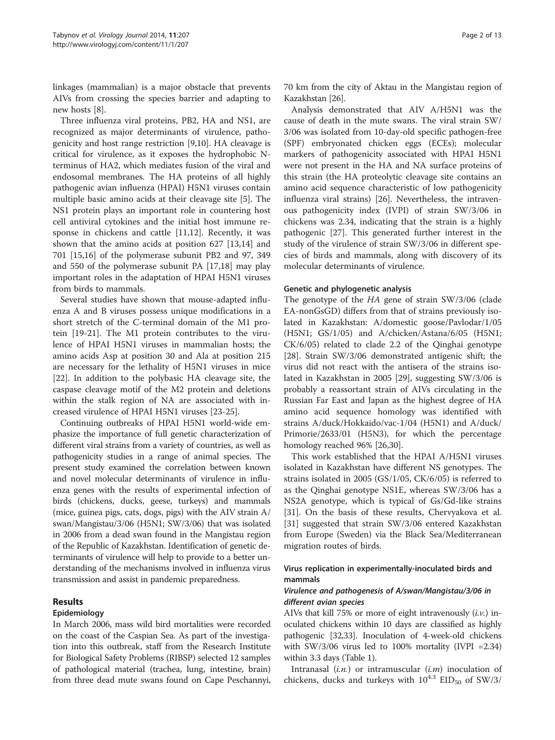linkages (mammalian) is a major obstacle that prevents AIVs from crossing the species barrier and adapting to new hosts [8].

Three influenza viral proteins, PB2, HA and NS1, are recognized as major determinants of virulence, pathogenicity and host range restriction [9,10]. HA cleavage is critical for virulence, as it exposes the hydrophobic N-terminus of HA2, which mediates fusion of the viral and endosomal membranes. The HA proteins of all highly pathogenic avian influenza (HPAI) H5N1 viruses contain multiple basic amino acids at their cleavage site [5]. The NS1 protein plays an important role in countering host cell antiviral cytokines and the initial host immune response in chickens and cattle [11,12]. Recently, it was shown that the amino acids at position 627 [13,14] and 701 [15,16] of the polymerase subunit PB2 and 97, 349 and 550 of the polymerase subunit PA [17,18] may play important roles in the adaptation of HPAI H5N1 viruses from birds to mammals.

Several studies have shown that mouse-adapted influenza A and B viruses possess unique modifications in a short stretch of the C-terminal domain of the M1 protein [19-21]. The M1 protein contributes to the virulence of HPAI H5N1 viruses in mammalian hosts; the amino acids Asp at position 30 and Ala at position 215 are necessary for the lethality of H5N1 viruses in mice [22]. In addition to the polybasic HA cleavage site, the caspase cleavage motif of the M2 protein and deletions within the stalk region of NA are associated with increased virulence of HPAI H5N1 viruses [23-25].

Continuing outbreaks of HPAI H5N1 world-wide emphasize the importance of full genetic characterization of different viral strains from a variety of countries, as well as pathogenicity studies in a range of animal species. The present study examined the correlation between known and novel molecular determinants of virulence in influenza genes with the results of experimental infection of birds (chickens, ducks, geese, turkeys) and mammals (mice, guinea pigs, cats, dogs, pigs) with the AIV strain A/swan/Mangistau/3/06 (H5N1; SW/3/06) that was isolated in 2006 from a dead swan found in the Mangistau region of the Republic of Kazakhstan. Identification of genetic determinants of virulence will help to provide to a better understanding of the mechanisms involved in influenza virus transmission and assist in pandemic preparedness.

## Results

### Epidemiology

In March 2006, mass wild bird mortalities were recorded on the coast of the Caspian Sea. As part of the investigation into this outbreak, staff from the Research Institute for Biological Safety Problems (RIBSP) selected 12 samples of pathological material (trachea, lung, intestine, brain) from three dead mute swans found on Cape Peschannyi, 70 km from the city of Aktau in the Mangistau region of Kazakhstan [26].

Analysis demonstrated that AIV A/H5N1 was the cause of death in the mute swans. The viral strain SW/3/06 was isolated from 10-day-old specific pathogen-free (SPF) embryonated chicken eggs (ECEs); molecular markers of pathogenicity associated with HPAI H5N1 were not present in the HA and NA surface proteins of this strain (the HA proteolytic cleavage site contains an amino acid sequence characteristic of low pathogenicity influenza viral strains) [26]. Nevertheless, the intravenous pathogenicity index (IVPI) of strain SW/3/06 in chickens was 2.34, indicating that the strain is a highly pathogenic [27]. This generated further interest in the study of the virulence of strain SW/3/06 in different species of birds and mammals, along with discovery of its molecular determinants of virulence.

### Genetic and phylogenetic analysis

The genotype of the *HA* gene of strain SW/3/06 (clade EA-nonGsGD) differs from that of strains previously isolated in Kazakhstan: A/domestic goose/Pavlodar/1/05 (H5N1; GS/1/05) and A/chicken/Astana/6/05 (H5N1; CK/6/05) related to clade 2.2 of the Qinghai genotype [28]. Strain SW/3/06 demonstrated antigenic shift; the virus did not react with the antisera of the strains isolated in Kazakhstan in 2005 [29], suggesting SW/3/06 is probably a reassortant strain of AIVs circulating in the Russian Far East and Japan as the highest degree of HA amino acid sequence homology was identified with strains A/duck/Hokkaido/vac-1/04 (H5N1) and A/duck/Primorie/2633/01 (H5N3), for which the percentage homology reached 96% [26,30].

This work established that the HPAI A/H5N1 viruses isolated in Kazakhstan have different NS genotypes. The strains isolated in 2005 (GS/1/05, CK/6/05) is referred to as the Qinghai genotype NS1E, whereas SW/3/06 has a NS2A genotype, which is typical of Gs/Gd-like strains [31]. On the basis of these results, Chervyakova et al. [31] suggested that strain SW/3/06 entered Kazakhstan from Europe (Sweden) via the Black Sea/Mediterranean migration routes of birds.

### Virus replication in experimentally-inoculated birds and mammals

#### *Virulence and pathogenesis of A/swan/Mangistau/3/06 in different avian species*

AIVs that kill 75% or more of eight intravenously (*i.v.*) inoculated chickens within 10 days are classified as highly pathogenic [32,33]. Inoculation of 4-week-old chickens with SW/3/06 virus led to 100% mortality (IVPI =2.34) within 3.3 days (Table 1).

Intranasal (*i.n.*) or intramuscular (*i.m*) inoculation of chickens, ducks and turkeys with $10^{4.3}$ $EID_{50}$ of SW/3/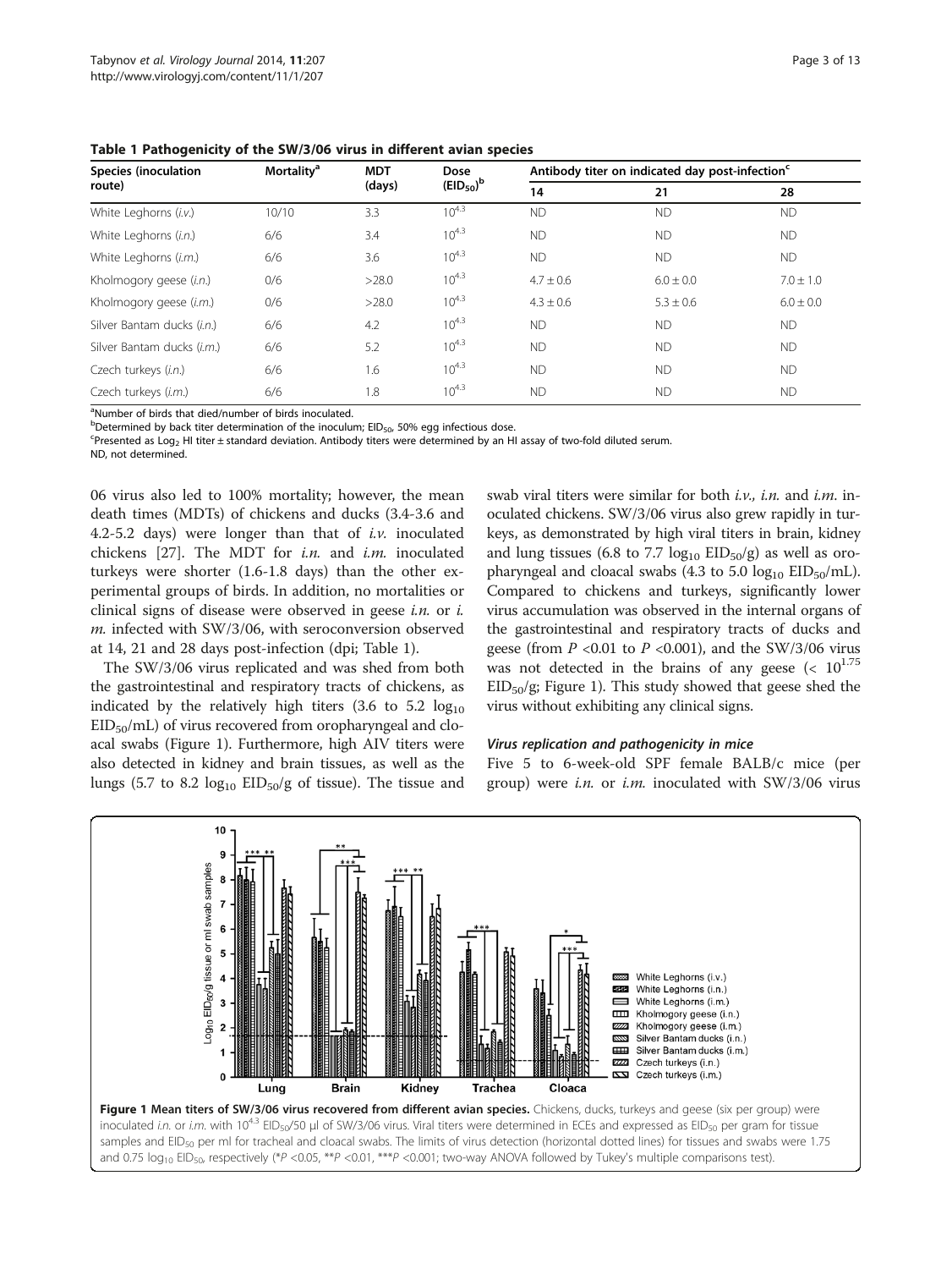**Table 1 Pathogenicity of the SW/3/06 virus in different avian species**

| Species (inoculation route) | Mortality[a] | MDT (days) | Dose ($EID_{50}$)[b] | Antibody titer on indicated day post-infection[c] | | |
|---|---|---|---|---|---|---|
| | | | | 14 | 21 | 28 |
| White Leghorns (*i.v.*) | 10/10 | 3.3 | $10^{4.3}$ | ND | ND | ND |
| White Leghorns (*i.n.*) | 6/6 | 3.4 | $10^{4.3}$ | ND | ND | ND |
| White Leghorns (*i.m.*) | 6/6 | 3.6 | $10^{4.3}$ | ND | ND | ND |
| Kholmogory geese (*i.n.*) | 0/6 | >28.0 | $10^{4.3}$ | 4.7 ± 0.6 | 6.0 ± 0.0 | 7.0 ± 1.0 |
| Kholmogory geese (*i.m.*) | 0/6 | >28.0 | $10^{4.3}$ | 4.3 ± 0.6 | 5.3 ± 0.6 | 6.0 ± 0.0 |
| Silver Bantam ducks (*i.n.*) | 6/6 | 4.2 | $10^{4.3}$ | ND | ND | ND |
| Silver Bantam ducks (*i.m.*) | 6/6 | 5.2 | $10^{4.3}$ | ND | ND | ND |
| Czech turkeys (*i.n.*) | 6/6 | 1.6 | $10^{4.3}$ | ND | ND | ND |
| Czech turkeys (*i.m.*) | 6/6 | 1.8 | $10^{4.3}$ | ND | ND | ND |

[a]Number of birds that died/number of birds inoculated.
[b]Determined by back titer determination of the inoculum; $EID_{50}$, 50% egg infectious dose.
[c]Presented as $Log_2$ HI titer ± standard deviation. Antibody titers were determined by an HI assay of two-fold diluted serum.
ND, not determined.

06 virus also led to 100% mortality; however, the mean death times (MDTs) of chickens and ducks (3.4-3.6 and 4.2-5.2 days) were longer than that of *i.v.* inoculated chickens [27]. The MDT for *i.n.* and *i.m.* inoculated turkeys were shorter (1.6-1.8 days) than the other experimental groups of birds. In addition, no mortalities or clinical signs of disease were observed in geese *i.n.* or *i. m.* infected with SW/3/06, with seroconversion observed at 14, 21 and 28 days post-infection (dpi; Table 1).

The SW/3/06 virus replicated and was shed from both the gastrointestinal and respiratory tracts of chickens, as indicated by the relatively high titers (3.6 to 5.2 $\log_{10}$ $EID_{50}$/mL) of virus recovered from oropharyngeal and cloacal swabs (Figure 1). Furthermore, high AIV titers were also detected in kidney and brain tissues, as well as the lungs (5.7 to 8.2 $\log_{10}$ $EID_{50}$/g of tissue). The tissue and swab viral titers were similar for both *i.v.*, *i.n.* and *i.m.* inoculated chickens. SW/3/06 virus also grew rapidly in turkeys, as demonstrated by high viral titers in brain, kidney and lung tissues (6.8 to 7.7 $\log_{10}$ $EID_{50}$/g) as well as oropharyngeal and cloacal swabs (4.3 to 5.0 $\log_{10}$ $EID_{50}$/mL). Compared to chickens and turkeys, significantly lower virus accumulation was observed in the internal organs of the gastrointestinal and respiratory tracts of ducks and geese (from $P$ <0.01 to $P$ <0.001), and the SW/3/06 virus was not detected in the brains of any geese (< $10^{1.75}$ $EID_{50}$/g; Figure 1). This study showed that geese shed the virus without exhibiting any clinical signs.

#### *Virus replication and pathogenicity in mice*

Five 5 to 6-week-old SPF female BALB/c mice (per group) were *i.n.* or *i.m.* inoculated with SW/3/06 virus

**Figure 1 Mean titers of SW/3/06 virus recovered from different avian species.** Chickens, ducks, turkeys and geese (six per group) were inoculated *i.n.* or *i.m.* with $10^{4.3}$ $EID_{50}$/50 µl of SW/3/06 virus. Viral titers were determined in ECEs and expressed as $EID_{50}$ per gram for tissue samples and $EID_{50}$ per ml for tracheal and cloacal swabs. The limits of virus detection (horizontal dotted lines) for tissues and swabs were 1.75 and 0.75 $\log_{10}$ $EID_{50}$, respectively (\*$P$ <0.05, \*\*$P$ <0.01, \*\*\*$P$ <0.001; two-way ANOVA followed by Tukey's multiple comparisons test).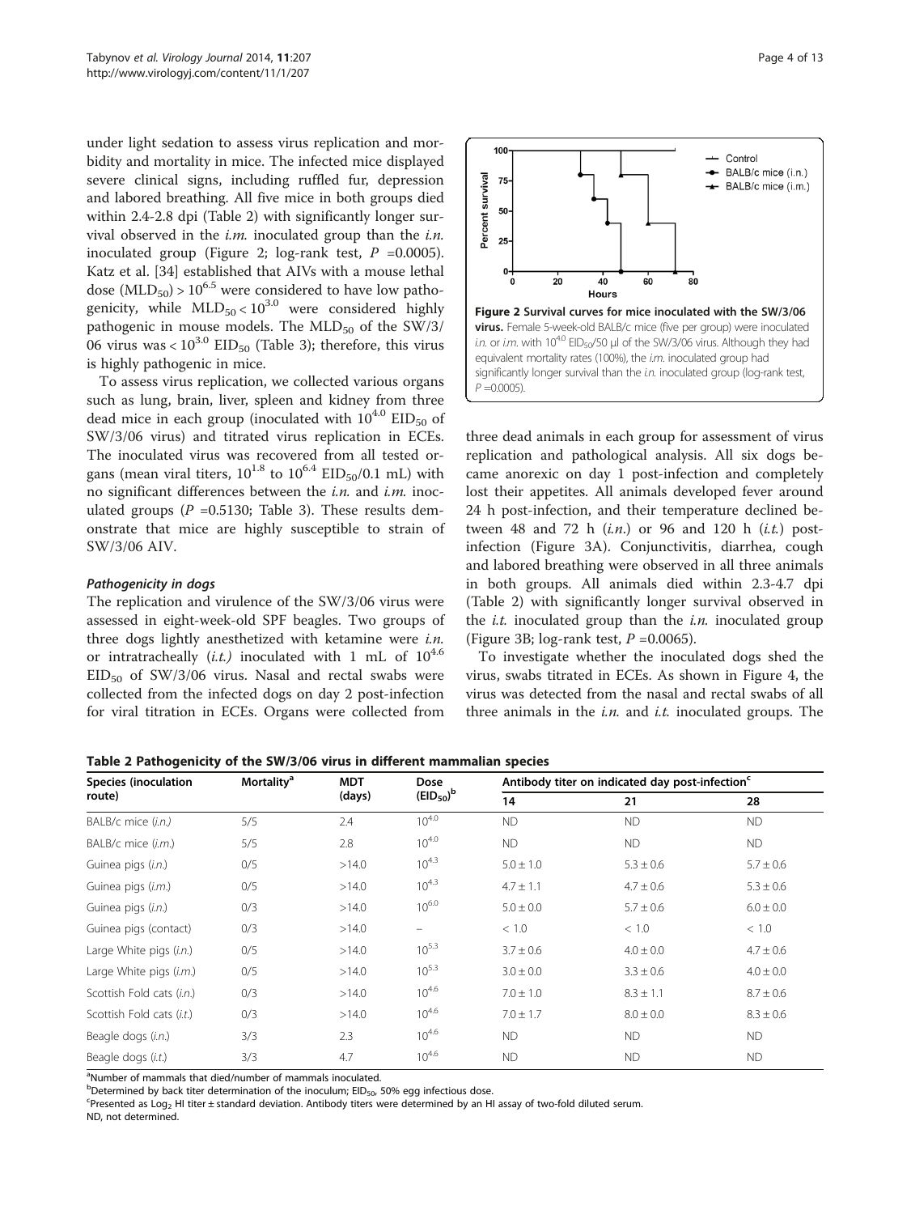under light sedation to assess virus replication and morbidity and mortality in mice. The infected mice displayed severe clinical signs, including ruffled fur, depression and labored breathing. All five mice in both groups died within 2.4-2.8 dpi (Table 2) with significantly longer survival observed in the *i.m.* inoculated group than the *i.n.* inoculated group (Figure 2; log-rank test, $P$ =0.0005). Katz et al. [34] established that AIVs with a mouse lethal dose ($MLD_{50}$) > $10^{6.5}$ were considered to have low pathogenicity, while $MLD_{50} < 10^{3.0}$ were considered highly pathogenic in mouse models. The $MLD_{50}$ of the SW/3/06 virus was < $10^{3.0}$ $EID_{50}$ (Table 3); therefore, this virus is highly pathogenic in mice.

To assess virus replication, we collected various organs such as lung, brain, liver, spleen and kidney from three dead mice in each group (inoculated with $10^{4.0}$ $EID_{50}$ of SW/3/06 virus) and titrated virus replication in ECEs. The inoculated virus was recovered from all tested organs (mean viral titers, $10^{1.8}$ to $10^{6.4}$ $EID_{50}$/0.1 mL) with no significant differences between the *i.n.* and *i.m.* inoculated groups ($P$ =0.5130; Table 3). These results demonstrate that mice are highly susceptible to strain of SW/3/06 AIV.

#### *Pathogenicity in dogs*

The replication and virulence of the SW/3/06 virus were assessed in eight-week-old SPF beagles. Two groups of three dogs lightly anesthetized with ketamine were *i.n.* or intratracheally (*i.t.*) inoculated with 1 mL of $10^{4.6}$ $EID_{50}$ of SW/3/06 virus. Nasal and rectal swabs were collected from the infected dogs on day 2 post-infection for viral titration in ECEs. Organs were collected from three dead animals in each group for assessment of virus replication and pathological analysis. All six dogs became anorexic on day 1 post-infection and completely lost their appetites. All animals developed fever around 24 h post-infection, and their temperature declined between 48 and 72 h (*i.n.*) or 96 and 120 h (*i.t.*) post-infection (Figure 3A). Conjunctivitis, diarrhea, cough and labored breathing were observed in all three animals in both groups. All animals died within 2.3-4.7 dpi (Table 2) with significantly longer survival observed in the *i.t.* inoculated group than the *i.n.* inoculated group (Figure 3B; log-rank test, $P$ =0.0065).

To investigate whether the inoculated dogs shed the virus, swabs titrated in ECEs. As shown in Figure 4, the virus was detected from the nasal and rectal swabs of all three animals in the *i.n.* and *i.t.* inoculated groups. The

**Figure 2 Survival curves for mice inoculated with the SW/3/06 virus.** Female 5-week-old BALB/c mice (five per group) were inoculated *i.n.* or *i.m.* with $10^{4.0}$ $EID_{50}$/50 μl of the SW/3/06 virus. Although they had equivalent mortality rates (100%), the *i.m.* inoculated group had significantly longer survival than the *i.n.* inoculated group (log-rank test, $P$ =0.0005).

**Table 2 Pathogenicity of the SW/3/06 virus in different mammalian species**

| Species (inoculation route) | Mortality[a] | MDT (days) | Dose ($EID_{50}$)[b] | Antibody titer on indicated day post-infection[c] | | |
|---|---|---|---|---|---|---|
| | | | | 14 | 21 | 28 |
| BALB/c mice (*i.n.*) | 5/5 | 2.4 | $10^{4.0}$ | ND | ND | ND |
| BALB/c mice (*i.m.*) | 5/5 | 2.8 | $10^{4.0}$ | ND | ND | ND |
| Guinea pigs (*i.n.*) | 0/5 | >14.0 | $10^{4.3}$ | 5.0 ± 1.0 | 5.3 ± 0.6 | 5.7 ± 0.6 |
| Guinea pigs (*i.m.*) | 0/5 | >14.0 | $10^{4.3}$ | 4.7 ± 1.1 | 4.7 ± 0.6 | 5.3 ± 0.6 |
| Guinea pigs (*i.n.*) | 0/3 | >14.0 | $10^{6.0}$ | 5.0 ± 0.0 | 5.7 ± 0.6 | 6.0 ± 0.0 |
| Guinea pigs (contact) | 0/3 | >14.0 | – | < 1.0 | < 1.0 | < 1.0 |
| Large White pigs (*i.n.*) | 0/5 | >14.0 | $10^{5.3}$ | 3.7 ± 0.6 | 4.0 ± 0.0 | 4.7 ± 0.6 |
| Large White pigs (*i.m.*) | 0/5 | >14.0 | $10^{5.3}$ | 3.0 ± 0.0 | 3.3 ± 0.6 | 4.0 ± 0.0 |
| Scottish Fold cats (*i.n.*) | 0/3 | >14.0 | $10^{4.6}$ | 7.0 ± 1.0 | 8.3 ± 1.1 | 8.7 ± 0.6 |
| Scottish Fold cats (*i.t.*) | 0/3 | >14.0 | $10^{4.6}$ | 7.0 ± 1.7 | 8.0 ± 0.0 | 8.3 ± 0.6 |
| Beagle dogs (*i.n.*) | 3/3 | 2.3 | $10^{4.6}$ | ND | ND | ND |
| Beagle dogs (*i.t.*) | 3/3 | 4.7 | $10^{4.6}$ | ND | ND | ND |

[a]Number of mammals that died/number of mammals inoculated.
[b]Determined by back titer determination of the inoculum; $EID_{50}$, 50% egg infectious dose.
[c]Presented as $Log_2$ HI titer ± standard deviation. Antibody titers were determined by an HI assay of two-fold diluted serum.
ND, not determined.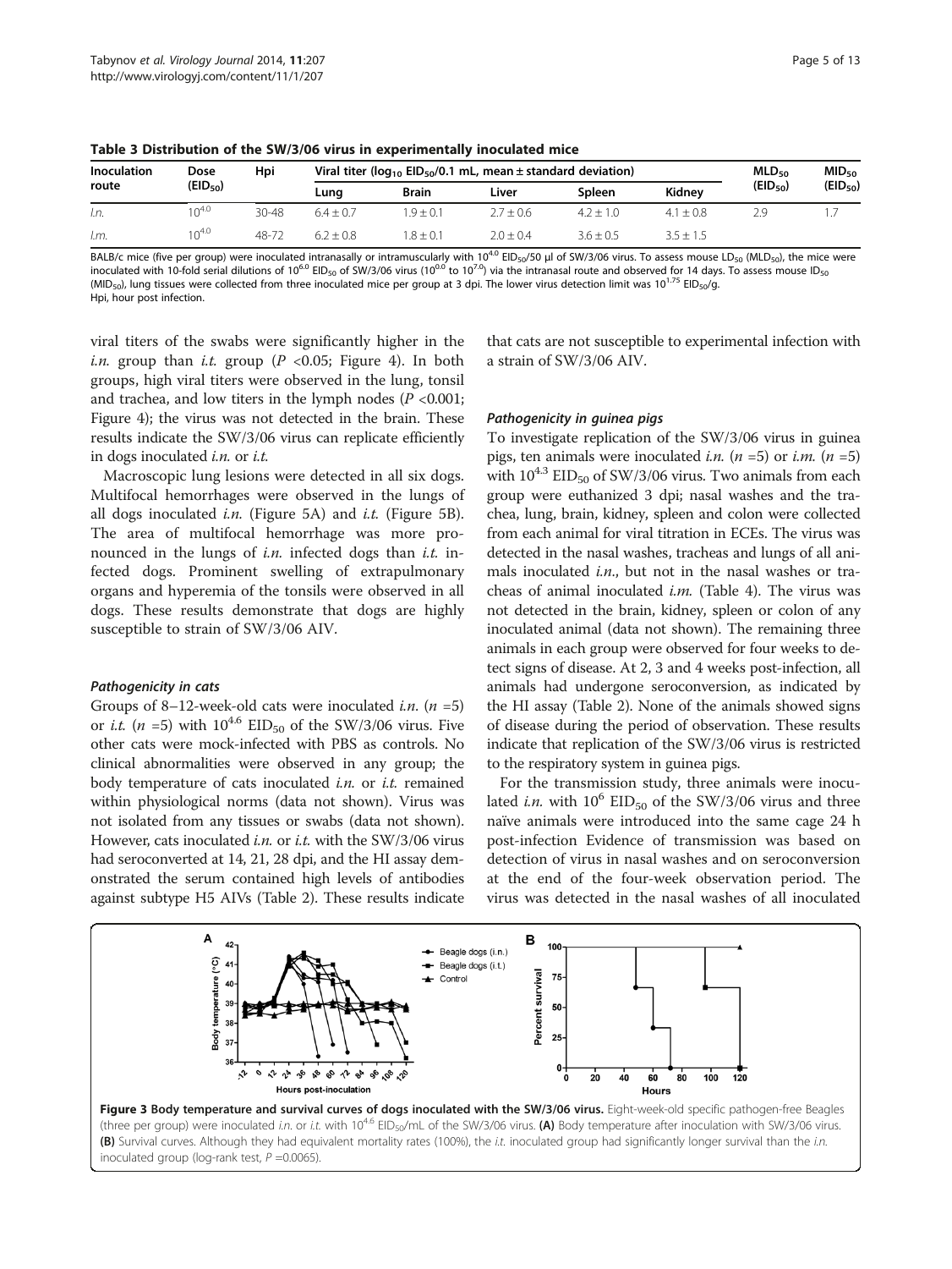**Table 3 Distribution of the SW/3/06 virus in experimentally inoculated mice**

| Inoculation route | Dose ($EID_{50}$) | Hpi | Viral titer ($log_{10}$ $EID_{50}$/0.1 mL, mean ± standard deviation) | | | | | $MLD_{50}$ ($EID_{50}$) | $MID_{50}$ ($EID_{50}$) |
|---|---|---|---|---|---|---|---|---|---|
| | | | Lung | Brain | Liver | Spleen | Kidney | | |
| *I.n.* | $10^{4.0}$ | 30-48 | 6.4 ± 0.7 | 1.9 ± 0.1 | 2.7 ± 0.6 | 4.2 ± 1.0 | 4.1 ± 0.8 | 2.9 | 1.7 |
| *I.m.* | $10^{4.0}$ | 48-72 | 6.2 ± 0.8 | 1.8 ± 0.1 | 2.0 ± 0.4 | 3.6 ± 0.5 | 3.5 ± 1.5 | | |

BALB/c mice (five per group) were inoculated intranasally or intramuscularly with $10^{4.0}$ $EID_{50}$/50 μl of SW/3/06 virus. To assess mouse $LD_{50}$ ($MLD_{50}$), the mice were inoculated with 10-fold serial dilutions of $10^{6.0}$ $EID_{50}$ of SW/3/06 virus ($10^{0.0}$ to $10^{7.0}$) via the intranasal route and observed for 14 days. To assess mouse $ID_{50}$ ($MID_{50}$), lung tissues were collected from three inoculated mice per group at 3 dpi. The lower virus detection limit was $10^{1.75}$ $EID_{50}$/g.
Hpi, hour post infection.

viral titers of the swabs were significantly higher in the *i.n.* group than *i.t.* group ($P$ <0.05; Figure 4). In both groups, high viral titers were observed in the lung, tonsil and trachea, and low titers in the lymph nodes ($P$ <0.001; Figure 4); the virus was not detected in the brain. These results indicate the SW/3/06 virus can replicate efficiently in dogs inoculated *i.n.* or *i.t.*

Macroscopic lung lesions were detected in all six dogs. Multifocal hemorrhages were observed in the lungs of all dogs inoculated *i.n.* (Figure 5A) and *i.t.* (Figure 5B). The area of multifocal hemorrhage was more pronounced in the lungs of *i.n.* infected dogs than *i.t.* infected dogs. Prominent swelling of extrapulmonary organs and hyperemia of the tonsils were observed in all dogs. These results demonstrate that dogs are highly susceptible to strain of SW/3/06 AIV.

#### Pathogenicity in cats

Groups of 8–12-week-old cats were inoculated *i.n.* ($n$ =5) or *i.t.* ($n$ =5) with $10^{4.6}$ $EID_{50}$ of the SW/3/06 virus. Five other cats were mock-infected with PBS as controls. No clinical abnormalities were observed in any group; the body temperature of cats inoculated *i.n.* or *i.t.* remained within physiological norms (data not shown). Virus was not isolated from any tissues or swabs (data not shown). However, cats inoculated *i.n.* or *i.t.* with the SW/3/06 virus had seroconverted at 14, 21, 28 dpi, and the HI assay demonstrated the serum contained high levels of antibodies against subtype H5 AIVs (Table 2). These results indicate that cats are not susceptible to experimental infection with a strain of SW/3/06 AIV.

#### Pathogenicity in guinea pigs

To investigate replication of the SW/3/06 virus in guinea pigs, ten animals were inoculated *i.n.* ($n$ =5) or *i.m.* ($n$ =5) with $10^{4.3}$ $EID_{50}$ of SW/3/06 virus. Two animals from each group were euthanized 3 dpi; nasal washes and the trachea, lung, brain, kidney, spleen and colon were collected from each animal for viral titration in ECEs. The virus was detected in the nasal washes, tracheas and lungs of all animals inoculated *i.n.*, but not in the nasal washes or tracheas of animal inoculated *i.m.* (Table 4). The virus was not detected in the brain, kidney, spleen or colon of any inoculated animal (data not shown). The remaining three animals in each group were observed for four weeks to detect signs of disease. At 2, 3 and 4 weeks post-infection, all animals had undergone seroconversion, as indicated by the HI assay (Table 2). None of the animals showed signs of disease during the period of observation. These results indicate that replication of the SW/3/06 virus is restricted to the respiratory system in guinea pigs.

For the transmission study, three animals were inoculated *i.n.* with $10^{6}$ $EID_{50}$ of the SW/3/06 virus and three naïve animals were introduced into the same cage 24 h post-infection Evidence of transmission was based on detection of virus in nasal washes and on seroconversion at the end of the four-week observation period. The virus was detected in the nasal washes of all inoculated

**Figure 3 Body temperature and survival curves of dogs inoculated with the SW/3/06 virus.** Eight-week-old specific pathogen-free Beagles (three per group) were inoculated *i.n.* or *i.t.* with $10^{4.6}$ $EID_{50}$/mL of the SW/3/06 virus. **(A)** Body temperature after inoculation with SW/3/06 virus. **(B)** Survival curves. Although they had equivalent mortality rates (100%), the *i.t.* inoculated group had significantly longer survival than the *i.n.* inoculated group (log-rank test, $P$ =0.0065).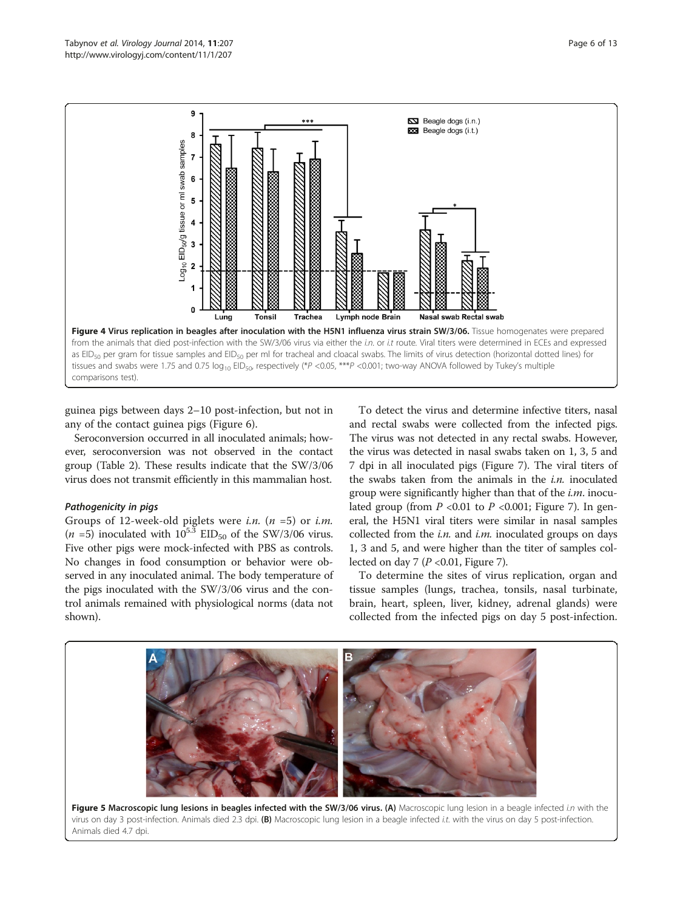Figure 4 Virus replication in beagles after inoculation with the H5N1 influenza virus strain SW/3/06. Tissue homogenates were prepared from the animals that died post-infection with the SW/3/06 virus via either the *i.n.* or *i.t* route. Viral titers were determined in ECEs and expressed as $EID_{50}$ per gram for tissue samples and $EID_{50}$ per ml for tracheal and cloacal swabs. The limits of virus detection (horizontal dotted lines) for tissues and swabs were 1.75 and 0.75 $log_{10}$ $EID_{50}$, respectively (*$P$ <0.05, ***$P$ <0.001; two-way ANOVA followed by Tukey's multiple comparisons test).

guinea pigs between days 2–10 post-infection, but not in any of the contact guinea pigs (Figure 6).

Seroconversion occurred in all inoculated animals; however, seroconversion was not observed in the contact group (Table 2). These results indicate that the SW/3/06 virus does not transmit efficiently in this mammalian host.

#### *Pathogenicity in pigs*

Groups of 12-week-old piglets were *i.n.* ($n$ =5) or *i.m.* ($n$ =5) inoculated with $10^{5.3}$ $EID_{50}$ of the SW/3/06 virus. Five other pigs were mock-infected with PBS as controls. No changes in food consumption or behavior were observed in any inoculated animal. The body temperature of the pigs inoculated with the SW/3/06 virus and the control animals remained with physiological norms (data not shown).

To detect the virus and determine infective titers, nasal and rectal swabs were collected from the infected pigs. The virus was not detected in any rectal swabs. However, the virus was detected in nasal swabs taken on 1, 3, 5 and 7 dpi in all inoculated pigs (Figure 7). The viral titers of the swabs taken from the animals in the *i.n.* inoculated group were significantly higher than that of the *i.m.* inoculated group (from $P$ <0.01 to $P$ <0.001; Figure 7). In general, the H5N1 viral titers were similar in nasal samples collected from the *i.n.* and *i.m.* inoculated groups on days 1, 3 and 5, and were higher than the titer of samples collected on day 7 ($P$ <0.01, Figure 7).

To determine the sites of virus replication, organ and tissue samples (lungs, trachea, tonsils, nasal turbinate, brain, heart, spleen, liver, kidney, adrenal glands) were collected from the infected pigs on day 5 post-infection.

Figure 5 Macroscopic lung lesions in beagles infected with the SW/3/06 virus. (A) Macroscopic lung lesion in a beagle infected *i.n* with the virus on day 3 post-infection. Animals died 2.3 dpi. (B) Macroscopic lung lesion in a beagle infected *i.t.* with the virus on day 5 post-infection. Animals died 4.7 dpi.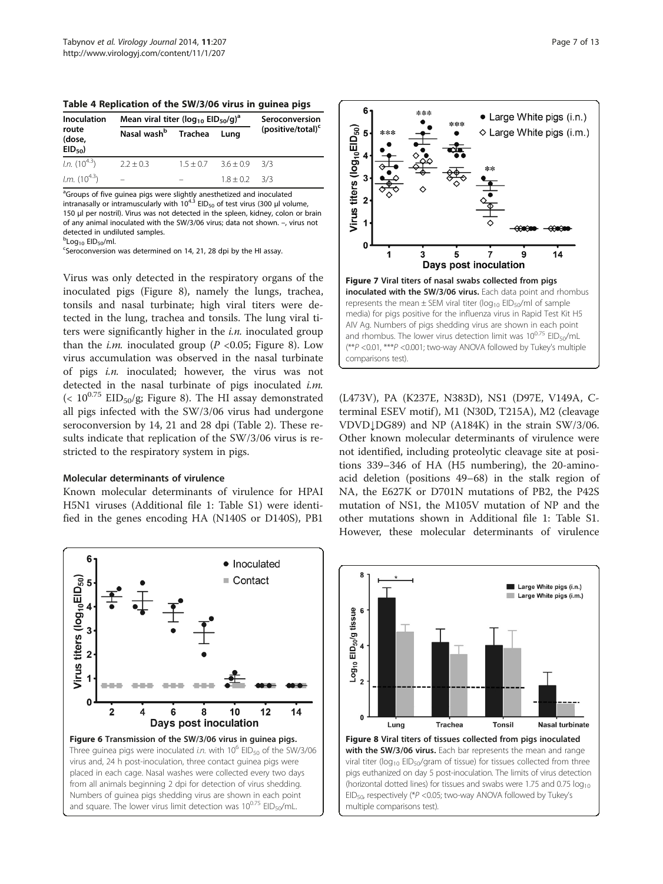**Table 4 Replication of the SW/3/06 virus in guinea pigs**

| Inoculation route (dose, $EID_{50}$) | Mean viral titer ($log_{10}$ $EID_{50}$/g)[a] | | | Seroconversion (positive/total)[c] |
|---|---|---|---|---|
| | Nasal wash[b] | Trachea | Lung | |
| *I.n.* ($10^{4.3}$) | 2.2 ± 0.3 | 1.5 ± 0.7 | 3.6 ± 0.9 | 3/3 |
| *I.m.* ($10^{4.3}$) | – | – | 1.8 ± 0.2 | 3/3 |

[a]Groups of five guinea pigs were slightly anesthetized and inoculated intranasally or intramuscularly with $10^{4.3}$ $EID_{50}$ of test virus (300 μl volume, 150 μl per nostril). Virus was not detected in the spleen, kidney, colon or brain of any animal inoculated with the SW/3/06 virus; data not shown. –, virus not detected in undiluted samples.
[b]$Log_{10}$ $EID_{50}$/ml.
[c]Seroconversion was determined on 14, 21, 28 dpi by the HI assay.

Virus was only detected in the respiratory organs of the inoculated pigs (Figure 8), namely the lungs, trachea, tonsils and nasal turbinate; high viral titers were detected in the lung, trachea and tonsils. The lung viral titers were significantly higher in the *i.n.* inoculated group than the *i.m.* inoculated group ($P$ <0.05; Figure 8). Low virus accumulation was observed in the nasal turbinate of pigs *i.n.* inoculated; however, the virus was not detected in the nasal turbinate of pigs inoculated *i.m.* (< $10^{0.75}$ $EID_{50}$/g; Figure 8). The HI assay demonstrated all pigs infected with the SW/3/06 virus had undergone seroconversion by 14, 21 and 28 dpi (Table 2). These results indicate that replication of the SW/3/06 virus is restricted to the respiratory system in pigs.

### Molecular determinants of virulence

Known molecular determinants of virulence for HPAI H5N1 viruses (Additional file 1: Table S1) were identified in the genes encoding HA (N140S or D140S), PB1 (L473V), PA (K237E, N383D), NS1 (D97E, V149A, C-terminal ESEV motif), M1 (N30D, T215A), M2 (cleavage VDVD↓DG89) and NP (A184K) in the strain SW/3/06. Other known molecular determinants of virulence were not identified, including proteolytic cleavage site at positions 339–346 of HA (H5 numbering), the 20-amino-acid deletion (positions 49–68) in the stalk region of NA, the E627K or D701N mutations of PB2, the P42S mutation of NS1, the M105V mutation of NP and the other mutations shown in Additional file 1: Table S1. However, these molecular determinants of virulence

**Figure 7 Viral titers of nasal swabs collected from pigs inoculated with the SW/3/06 virus.** Each data point and rhombus represents the mean ± SEM viral titer ($log_{10}$ $EID_{50}$/ml of sample media) for pigs positive for the influenza virus in Rapid Test Kit H5 AIV Ag. Numbers of pigs shedding virus are shown in each point and rhombus. The lower virus detection limit was $10^{0.75}$ $EID_{50}$/mL (**$P$ <0.01, ***$P$ <0.001; two-way ANOVA followed by Tukey's multiple comparisons test).

**Figure 6 Transmission of the SW/3/06 virus in guinea pigs.** Three guinea pigs were inoculated *i.n.* with $10^{6}$ $EID_{50}$ of the SW/3/06 virus and, 24 h post-inoculation, three contact guinea pigs were placed in each cage. Nasal washes were collected every two days from all animals beginning 2 dpi for detection of virus shedding. Numbers of guinea pigs shedding virus are shown in each point and square. The lower virus limit detection was $10^{0.75}$ $EID_{50}$/mL.

**Figure 8 Viral titers of tissues collected from pigs inoculated with the SW/3/06 virus.** Each bar represents the mean and range viral titer ($log_{10}$ $EID_{50}$/gram of tissue) for tissues collected from three pigs euthanized on day 5 post-inoculation. The limits of virus detection (horizontal dotted lines) for tissues and swabs were 1.75 and 0.75 $log_{10}$ $EID_{50}$, respectively (*$P$ <0.05; two-way ANOVA followed by Tukey's multiple comparisons test).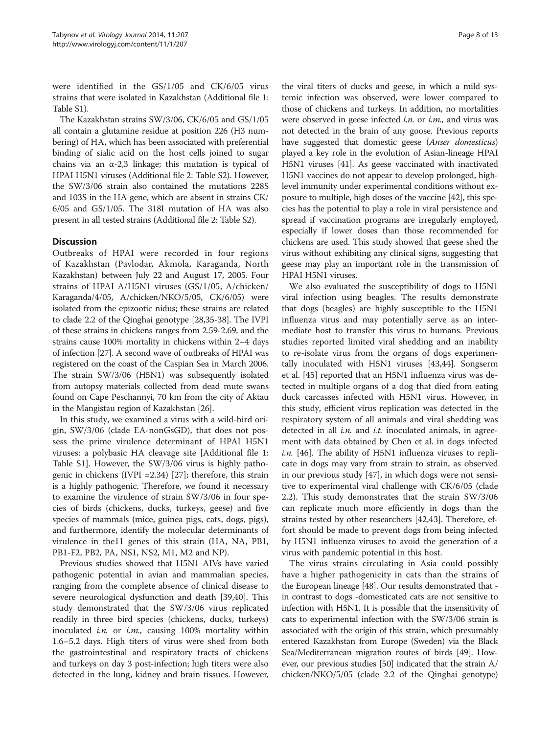were identified in the GS/1/05 and CK/6/05 virus strains that were isolated in Kazakhstan (Additional file 1: Table S1).

The Kazakhstan strains SW/3/06, CK/6/05 and GS/1/05 all contain a glutamine residue at position 226 (H3 numbering) of HA, which has been associated with preferential binding of sialic acid on the host cells joined to sugar chains via an α-2,3 linkage; this mutation is typical of HPAI H5N1 viruses (Additional file 2: Table S2). However, the SW/3/06 strain also contained the mutations 228S and 103S in the HA gene, which are absent in strains CK/6/05 and GS/1/05. The 318I mutation of HA was also present in all tested strains (Additional file 2: Table S2).

## Discussion

Outbreaks of HPAI were recorded in four regions of Kazakhstan (Pavlodar, Akmola, Karaganda, North Kazakhstan) between July 22 and August 17, 2005. Four strains of HPAI A/H5N1 viruses (GS/1/05, A/chicken/Karaganda/4/05, A/chicken/NKO/5/05, CK/6/05) were isolated from the epizootic nidus; these strains are related to clade 2.2 of the Qinghai genotype [28,35-38]. The IVPI of these strains in chickens ranges from 2.59-2.69, and the strains cause 100% mortality in chickens within 2–4 days of infection [27]. A second wave of outbreaks of HPAI was registered on the coast of the Caspian Sea in March 2006. The strain SW/3/06 (H5N1) was subsequently isolated from autopsy materials collected from dead mute swans found on Cape Peschannyi, 70 km from the city of Aktau in the Mangistau region of Kazakhstan [26].

In this study, we examined a virus with a wild-bird origin, SW/3/06 (clade EA-nonGsGD), that does not possess the prime virulence determinant of HPAI H5N1 viruses: a polybasic HA cleavage site [Additional file 1: Table S1]. However, the SW/3/06 virus is highly pathogenic in chickens (IVPI =2.34) [27]; therefore, this strain is a highly pathogenic. Therefore, we found it necessary to examine the virulence of strain SW/3/06 in four species of birds (chickens, ducks, turkeys, geese) and five species of mammals (mice, guinea pigs, cats, dogs, pigs), and furthermore, identify the molecular determinants of virulence in the11 genes of this strain (HA, NA, PB1, PB1-F2, PB2, PA, NS1, NS2, M1, M2 and NP).

Previous studies showed that H5N1 AIVs have varied pathogenic potential in avian and mammalian species, ranging from the complete absence of clinical disease to severe neurological dysfunction and death [39,40]. This study demonstrated that the SW/3/06 virus replicated readily in three bird species (chickens, ducks, turkeys) inoculated *i.n.* or *i.m.,* causing 100% mortality within 1.6–5.2 days. High titers of virus were shed from both the gastrointestinal and respiratory tracts of chickens and turkeys on day 3 post-infection; high titers were also detected in the lung, kidney and brain tissues. However, the viral titers of ducks and geese, in which a mild systemic infection was observed, were lower compared to those of chickens and turkeys. In addition, no mortalities were observed in geese infected *i.n.* or *i.m.,* and virus was not detected in the brain of any goose. Previous reports have suggested that domestic geese (*Anser domesticus*) played a key role in the evolution of Asian-lineage HPAI H5N1 viruses [41]. As geese vaccinated with inactivated H5N1 vaccines do not appear to develop prolonged, high-level immunity under experimental conditions without exposure to multiple, high doses of the vaccine [42], this species has the potential to play a role in viral persistence and spread if vaccination programs are irregularly employed, especially if lower doses than those recommended for chickens are used. This study showed that geese shed the virus without exhibiting any clinical signs, suggesting that geese may play an important role in the transmission of HPAI H5N1 viruses.

We also evaluated the susceptibility of dogs to H5N1 viral infection using beagles. The results demonstrate that dogs (beagles) are highly susceptible to the H5N1 influenza virus and may potentially serve as an intermediate host to transfer this virus to humans. Previous studies reported limited viral shedding and an inability to re-isolate virus from the organs of dogs experimentally inoculated with H5N1 viruses [43,44]. Songserm et al. [45] reported that an H5N1 influenza virus was detected in multiple organs of a dog that died from eating duck carcasses infected with H5N1 virus. However, in this study, efficient virus replication was detected in the respiratory system of all animals and viral shedding was detected in all *i.n.* and *i.t.* inoculated animals, in agreement with data obtained by Chen et al. in dogs infected *i.n.* [46]. The ability of H5N1 influenza viruses to replicate in dogs may vary from strain to strain, as observed in our previous study [47], in which dogs were not sensitive to experimental viral challenge with CK/6/05 (clade 2.2). This study demonstrates that the strain SW/3/06 can replicate much more efficiently in dogs than the strains tested by other researchers [42,43]. Therefore, effort should be made to prevent dogs from being infected by H5N1 influenza viruses to avoid the generation of a virus with pandemic potential in this host.

The virus strains circulating in Asia could possibly have a higher pathogenicity in cats than the strains of the European lineage [48]. Our results demonstrated that - in contrast to dogs -domesticated cats are not sensitive to infection with H5N1. It is possible that the insensitivity of cats to experimental infection with the SW/3/06 strain is associated with the origin of this strain, which presumably entered Kazakhstan from Europe (Sweden) via the Black Sea/Mediterranean migration routes of birds [49]. However, our previous studies [50] indicated that the strain A/chicken/NKO/5/05 (clade 2.2 of the Qinghai genotype)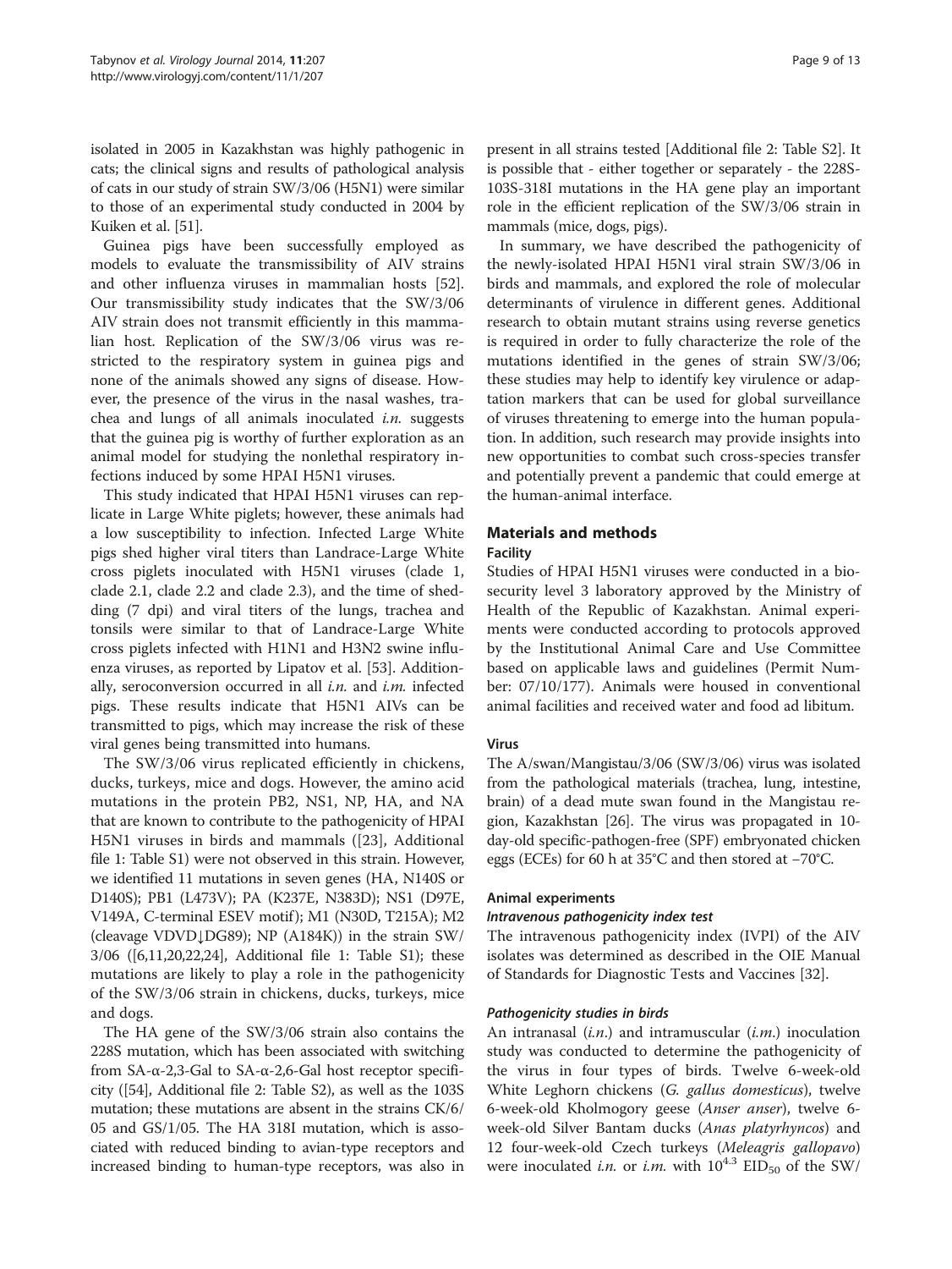isolated in 2005 in Kazakhstan was highly pathogenic in cats; the clinical signs and results of pathological analysis of cats in our study of strain SW/3/06 (H5N1) were similar to those of an experimental study conducted in 2004 by Kuiken et al. [51].

Guinea pigs have been successfully employed as models to evaluate the transmissibility of AIV strains and other influenza viruses in mammalian hosts [52]. Our transmissibility study indicates that the SW/3/06 AIV strain does not transmit efficiently in this mammalian host. Replication of the SW/3/06 virus was restricted to the respiratory system in guinea pigs and none of the animals showed any signs of disease. However, the presence of the virus in the nasal washes, trachea and lungs of all animals inoculated *i.n.* suggests that the guinea pig is worthy of further exploration as an animal model for studying the nonlethal respiratory infections induced by some HPAI H5N1 viruses.

This study indicated that HPAI H5N1 viruses can replicate in Large White piglets; however, these animals had a low susceptibility to infection. Infected Large White pigs shed higher viral titers than Landrace-Large White cross piglets inoculated with H5N1 viruses (clade 1, clade 2.1, clade 2.2 and clade 2.3), and the time of shedding (7 dpi) and viral titers of the lungs, trachea and tonsils were similar to that of Landrace-Large White cross piglets infected with H1N1 and H3N2 swine influenza viruses, as reported by Lipatov et al. [53]. Additionally, seroconversion occurred in all *i.n.* and *i.m.* infected pigs. These results indicate that H5N1 AIVs can be transmitted to pigs, which may increase the risk of these viral genes being transmitted into humans.

The SW/3/06 virus replicated efficiently in chickens, ducks, turkeys, mice and dogs. However, the amino acid mutations in the protein PB2, NS1, NP, HA, and NA that are known to contribute to the pathogenicity of HPAI H5N1 viruses in birds and mammals ([23], Additional file 1: Table S1) were not observed in this strain. However, we identified 11 mutations in seven genes (HA, N140S or D140S); PB1 (L473V); PA (K237E, N383D); NS1 (D97E, V149A, C-terminal ESEV motif); M1 (N30D, T215A); M2 (cleavage VDVD↓DG89); NP (A184K)) in the strain SW/3/06 ([6,11,20,22,24], Additional file 1: Table S1); these mutations are likely to play a role in the pathogenicity of the SW/3/06 strain in chickens, ducks, turkeys, mice and dogs.

The HA gene of the SW/3/06 strain also contains the 228S mutation, which has been associated with switching from SA-α-2,3-Gal to SA-α-2,6-Gal host receptor specificity ([54], Additional file 2: Table S2), as well as the 103S mutation; these mutations are absent in the strains CK/6/05 and GS/1/05. The HA 318I mutation, which is associated with reduced binding to avian-type receptors and increased binding to human-type receptors, was also in present in all strains tested [Additional file 2: Table S2]. It is possible that - either together or separately - the 228S-103S-318I mutations in the HA gene play an important role in the efficient replication of the SW/3/06 strain in mammals (mice, dogs, pigs).

In summary, we have described the pathogenicity of the newly-isolated HPAI H5N1 viral strain SW/3/06 in birds and mammals, and explored the role of molecular determinants of virulence in different genes. Additional research to obtain mutant strains using reverse genetics is required in order to fully characterize the role of the mutations identified in the genes of strain SW/3/06; these studies may help to identify key virulence or adaptation markers that can be used for global surveillance of viruses threatening to emerge into the human population. In addition, such research may provide insights into new opportunities to combat such cross-species transfer and potentially prevent a pandemic that could emerge at the human-animal interface.

## Materials and methods

### Facility

Studies of HPAI H5N1 viruses were conducted in a biosecurity level 3 laboratory approved by the Ministry of Health of the Republic of Kazakhstan. Animal experiments were conducted according to protocols approved by the Institutional Animal Care and Use Committee based on applicable laws and guidelines (Permit Number: 07/10/177). Animals were housed in conventional animal facilities and received water and food ad libitum.

### Virus

The A/swan/Mangistau/3/06 (SW/3/06) virus was isolated from the pathological materials (trachea, lung, intestine, brain) of a dead mute swan found in the Mangistau region, Kazakhstan [26]. The virus was propagated in 10-day-old specific-pathogen-free (SPF) embryonated chicken eggs (ECEs) for 60 h at 35°C and then stored at −70°C.

### Animal experiments

#### Intravenous pathogenicity index test

The intravenous pathogenicity index (IVPI) of the AIV isolates was determined as described in the OIE Manual of Standards for Diagnostic Tests and Vaccines [32].

#### Pathogenicity studies in birds

An intranasal (*i.n.*) and intramuscular (*i.m.*) inoculation study was conducted to determine the pathogenicity of the virus in four types of birds. Twelve 6-week-old White Leghorn chickens (*G. gallus domesticus*), twelve 6-week-old Kholmogory geese (*Anser anser*), twelve 6-week-old Silver Bantam ducks (*Anas platyrhyncos*) and 12 four-week-old Czech turkeys (*Meleagris gallopavo*) were inoculated *i.n.* or *i.m.* with $10^{4.3}$ $EID_{50}$ of the SW/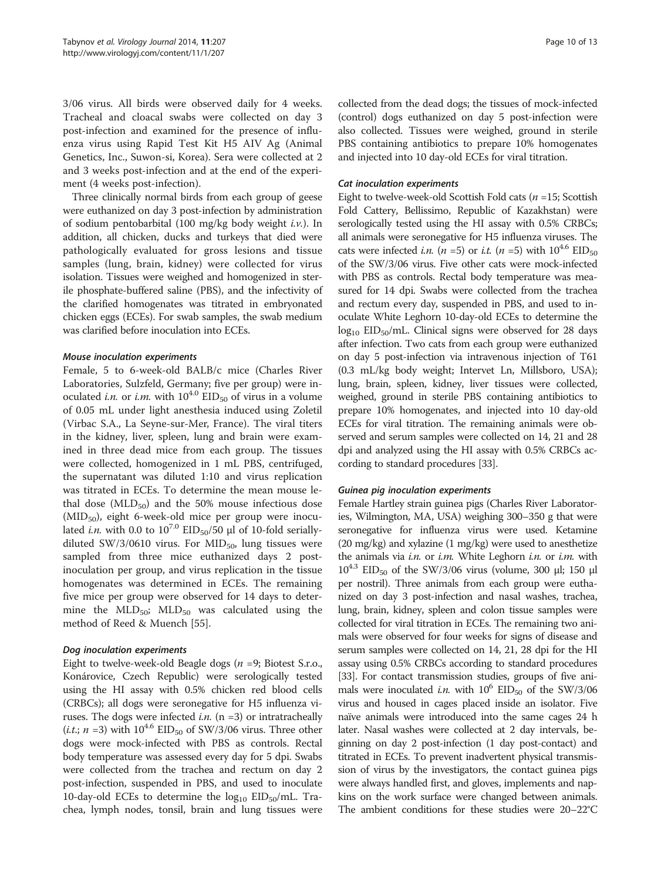3/06 virus. All birds were observed daily for 4 weeks. Tracheal and cloacal swabs were collected on day 3 post-infection and examined for the presence of influenza virus using Rapid Test Kit H5 AIV Ag (Animal Genetics, Inc., Suwon-si, Korea). Sera were collected at 2 and 3 weeks post-infection and at the end of the experiment (4 weeks post-infection).

Three clinically normal birds from each group of geese were euthanized on day 3 post-infection by administration of sodium pentobarbital (100 mg/kg body weight *i.v.*). In addition, all chicken, ducks and turkeys that died were pathologically evaluated for gross lesions and tissue samples (lung, brain, kidney) were collected for virus isolation. Tissues were weighed and homogenized in sterile phosphate-buffered saline (PBS), and the infectivity of the clarified homogenates was titrated in embryonated chicken eggs (ECEs). For swab samples, the swab medium was clarified before inoculation into ECEs.

#### Mouse inoculation experiments

Female, 5 to 6-week-old BALB/c mice (Charles River Laboratories, Sulzfeld, Germany; five per group) were inoculated *i.n.* or *i.m.* with $10^{4.0}$ $EID_{50}$ of virus in a volume of 0.05 mL under light anesthesia induced using Zoletil (Virbac S.A., La Seyne-sur-Mer, France). The viral titers in the kidney, liver, spleen, lung and brain were examined in three dead mice from each group. The tissues were collected, homogenized in 1 mL PBS, centrifuged, the supernatant was diluted 1:10 and virus replication was titrated in ECEs. To determine the mean mouse lethal dose ($MLD_{50}$) and the 50% mouse infectious dose ($MID_{50}$), eight 6-week-old mice per group were inoculated *i.n.* with 0.0 to $10^{7.0}$ $EID_{50}$/50 μl of 10-fold serially-diluted SW/3/0610 virus. For $MID_{50}$, lung tissues were sampled from three mice euthanized days 2 post-inoculation per group, and virus replication in the tissue homogenates was determined in ECEs. The remaining five mice per group were observed for 14 days to determine the $MLD_{50}$; $MLD_{50}$ was calculated using the method of Reed & Muench [55].

#### Dog inoculation experiments

Eight to twelve-week-old Beagle dogs ($n$ =9; Biotest S.r.o., Konárovice, Czech Republic) were serologically tested using the HI assay with 0.5% chicken red blood cells (CRBCs); all dogs were seronegative for H5 influenza viruses. The dogs were infected *i.n.* (n =3) or intratracheally (*i.t.*; $n$ =3) with $10^{4.6}$ $EID_{50}$ of SW/3/06 virus. Three other dogs were mock-infected with PBS as controls. Rectal body temperature was assessed every day for 5 dpi. Swabs were collected from the trachea and rectum on day 2 post-infection, suspended in PBS, and used to inoculate 10-day-old ECEs to determine the $\log_{10}$ $EID_{50}$/mL. Trachea, lymph nodes, tonsil, brain and lung tissues were collected from the dead dogs; the tissues of mock-infected (control) dogs euthanized on day 5 post-infection were also collected. Tissues were weighed, ground in sterile PBS containing antibiotics to prepare 10% homogenates and injected into 10 day-old ECEs for viral titration.

#### Cat inoculation experiments

Eight to twelve-week-old Scottish Fold cats ($n$ =15; Scottish Fold Cattery, Bellissimo, Republic of Kazakhstan) were serologically tested using the HI assay with 0.5% CRBCs; all animals were seronegative for H5 influenza viruses. The cats were infected *i.n.* ($n$ =5) or *i.t.* ($n$ =5) with $10^{4.6}$ $EID_{50}$ of the SW/3/06 virus. Five other cats were mock-infected with PBS as controls. Rectal body temperature was measured for 14 dpi. Swabs were collected from the trachea and rectum every day, suspended in PBS, and used to inoculate White Leghorn 10-day-old ECEs to determine the $\log_{10}$ $EID_{50}$/mL. Clinical signs were observed for 28 days after infection. Two cats from each group were euthanized on day 5 post-infection via intravenous injection of T61 (0.3 mL/kg body weight; Intervet Ln, Millsboro, USA); lung, brain, spleen, kidney, liver tissues were collected, weighed, ground in sterile PBS containing antibiotics to prepare 10% homogenates, and injected into 10 day-old ECEs for viral titration. The remaining animals were observed and serum samples were collected on 14, 21 and 28 dpi and analyzed using the HI assay with 0.5% CRBCs according to standard procedures [33].

#### Guinea pig inoculation experiments

Female Hartley strain guinea pigs (Charles River Laboratories, Wilmington, MA, USA) weighing 300–350 g that were seronegative for influenza virus were used. Ketamine (20 mg/kg) and xylazine (1 mg/kg) were used to anesthetize the animals via *i.n.* or *i.m.* White Leghorn *i.n.* or *i.m.* with $10^{4.3}$ $EID_{50}$ of the SW/3/06 virus (volume, 300 μl; 150 μl per nostril). Three animals from each group were euthanized on day 3 post-infection and nasal washes, trachea, lung, brain, kidney, spleen and colon tissue samples were collected for viral titration in ECEs. The remaining two animals were observed for four weeks for signs of disease and serum samples were collected on 14, 21, 28 dpi for the HI assay using 0.5% CRBCs according to standard procedures [33]. For contact transmission studies, groups of five animals were inoculated *i.n.* with $10^6$ $EID_{50}$ of the SW/3/06 virus and housed in cages placed inside an isolator. Five naïve animals were introduced into the same cages 24 h later. Nasal washes were collected at 2 day intervals, beginning on day 2 post-infection (1 day post-contact) and titrated in ECEs. To prevent inadvertent physical transmission of virus by the investigators, the contact guinea pigs were always handled first, and gloves, implements and napkins on the work surface were changed between animals. The ambient conditions for these studies were 20–22°C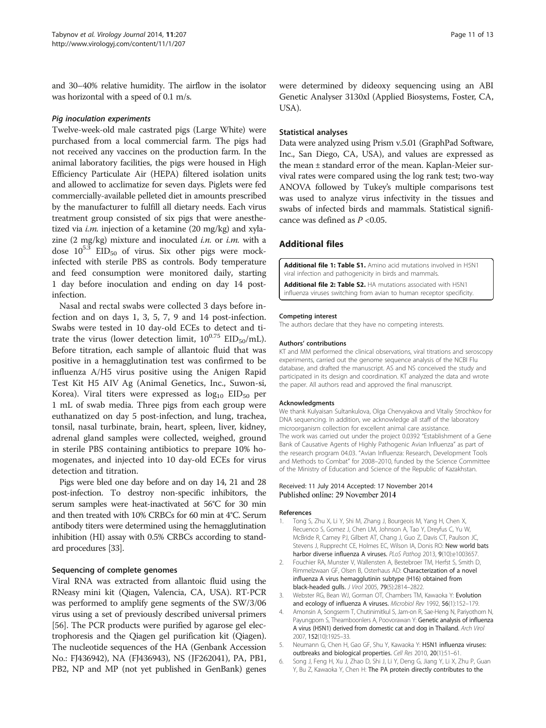and 30–40% relative humidity. The airflow in the isolator was horizontal with a speed of 0.1 m/s.

#### Pig inoculation experiments

Twelve-week-old male castrated pigs (Large White) were purchased from a local commercial farm. The pigs had not received any vaccines on the production farm. In the animal laboratory facilities, the pigs were housed in High Efficiency Particulate Air (HEPA) filtered isolation units and allowed to acclimatize for seven days. Piglets were fed commercially-available pelleted diet in amounts prescribed by the manufacturer to fulfill all dietary needs. Each virus treatment group consisted of six pigs that were anesthetized via *i.m.* injection of a ketamine (20 mg/kg) and xylazine (2 mg/kg) mixture and inoculated *i.n.* or *i.m.* with a dose $10^{5.3}$ $EID_{50}$ of virus. Six other pigs were mock-infected with sterile PBS as controls. Body temperature and feed consumption were monitored daily, starting 1 day before inoculation and ending on day 14 post-infection.

Nasal and rectal swabs were collected 3 days before infection and on days 1, 3, 5, 7, 9 and 14 post-infection. Swabs were tested in 10 day-old ECEs to detect and titrate the virus (lower detection limit, $10^{0.75}$ $EID_{50}$/mL). Before titration, each sample of allantoic fluid that was positive in a hemagglutination test was confirmed to be influenza A/H5 virus positive using the Anigen Rapid Test Kit H5 AIV Ag (Animal Genetics, Inc., Suwon-si, Korea). Viral titers were expressed as $\log_{10}$ $EID_{50}$ per 1 mL of swab media. Three pigs from each group were euthanized on day 5 post-infection, and lung, trachea, tonsil, nasal turbinate, brain, heart, spleen, liver, kidney, adrenal gland samples were collected, weighed, ground in sterile PBS containing antibiotics to prepare 10% homogenates, and injected into 10 day-old ECEs for virus detection and titration.

Pigs were bled one day before and on day 14, 21 and 28 post-infection. To destroy non-specific inhibitors, the serum samples were heat-inactivated at 56°C for 30 min and then treated with 10% CRBCs for 60 min at 4°C. Serum antibody titers were determined using the hemagglutination inhibition (HI) assay with 0.5% CRBCs according to standard procedures [33].

### Sequencing of complete genomes

Viral RNA was extracted from allantoic fluid using the RNeasy mini kit (Qiagen, Valencia, CA, USA). RT-PCR was performed to amplify gene segments of the SW/3/06 virus using a set of previously described universal primers [56]. The PCR products were purified by agarose gel electrophoresis and the Qiagen gel purification kit (Qiagen). The nucleotide sequences of the HA (Genbank Accession No.: FJ436942), NA (FJ436943), NS (JF262041), PA, PB1, PB2, NP and MP (not yet published in GenBank) genes were determined by dideoxy sequencing using an ABI Genetic Analyser 3130xl (Applied Biosystems, Foster, CA, USA).

### Statistical analyses

Data were analyzed using Prism v.5.01 (GraphPad Software, Inc., San Diego, CA, USA), and values are expressed as the mean ± standard error of the mean. Kaplan-Meier survival rates were compared using the log rank test; two-way ANOVA followed by Tukey's multiple comparisons test was used to analyze virus infectivity in the tissues and swabs of infected birds and mammals. Statistical significance was defined as $P < 0.05$.

## Additional files

**Additional file 1: Table S1.** Amino acid mutations involved in H5N1 viral infection and pathogenicity in birds and mammals.

**Additional file 2: Table S2.** HA mutations associated with H5N1 influenza viruses switching from avian to human receptor specificity.

#### Competing interest

The authors declare that they have no competing interests.

#### Authors' contributions

KT and MM performed the clinical observations, viral titrations and seroscopy experiments, carried out the genome sequence analysis of the NCBI Flu database, and drafted the manuscript. AS and NS conceived the study and participated in its design and coordination. KT analyzed the data and wrote the paper. All authors read and approved the final manuscript.

#### Acknowledgments

We thank Kulyaisan Sultankulova, Olga Chervyakova and Vitaliy Strochkov for DNA sequencing. In addition, we acknowledge all staff of the laboratory microorganism collection for excellent animal care assistance.
The work was carried out under the project 0.0392 "Establishment of a Gene Bank of Causative Agents of Highly Pathogenic Avian Influenza" as part of the research program 04.03. "Avian Influenza: Research, Development Tools and Methods to Combat" for 2008–2010, funded by the Science Committee of the Ministry of Education and Science of the Republic of Kazakhstan.

Received: 11 July 2014 Accepted: 17 November 2014
Published online: 29 November 2014

#### References

1. Tong S, Zhu X, Li Y, Shi M, Zhang J, Bourgeois M, Yang H, Chen X, Recuenco S, Gomez J, Chen LM, Johnson A, Tao Y, Dreyfus C, Yu W, McBride R, Carney PJ, Gilbert AT, Chang J, Guo Z, Davis CT, Paulson JC, Stevens J, Rupprecht CE, Holmes EC, Wilson IA, Donis RO: New world bats harbor diverse influenza A viruses. *PLoS Pathog* 2013, 9(10):e1003657.
2. Fouchier RA, Munster V, Wallensten A, Bestebroer TM, Herfst S, Smith D, Rimmelzwaan GF, Olsen B, Osterhaus AD: Characterization of a novel influenza A virus hemagglutinin subtype (H16) obtained from black-headed gulls. *J Virol* 2005, 79(5):2814–2822.
3. Webster RG, Bean WJ, Gorman OT, Chambers TM, Kawaoka Y: Evolution and ecology of influenza A viruses. *Microbiol Rev* 1992, 56(1):152–179.
4. Amonsin A, Songserm T, Chutinimitkul S, Jam-on R, Sae-Heng N, Pariyothorn N, Payungporn S, Theamboonlers A, Poovorawan Y: Genetic analysis of influenza A virus (H5N1) derived from domestic cat and dog in Thailand. *Arch Virol* 2007, 152(10):1925–33.
5. Neumann G, Chen H, Gao GF, Shu Y, Kawaoka Y: H5N1 influenza viruses: outbreaks and biological properties. *Cell Res* 2010, 20(1):51–61.
6. Song J, Feng H, Xu J, Zhao D, Shi J, Li Y, Deng G, Jiang Y, Li X, Zhu P, Guan Y, Bu Z, Kawaoka Y, Chen H: The PA protein directly contributes to the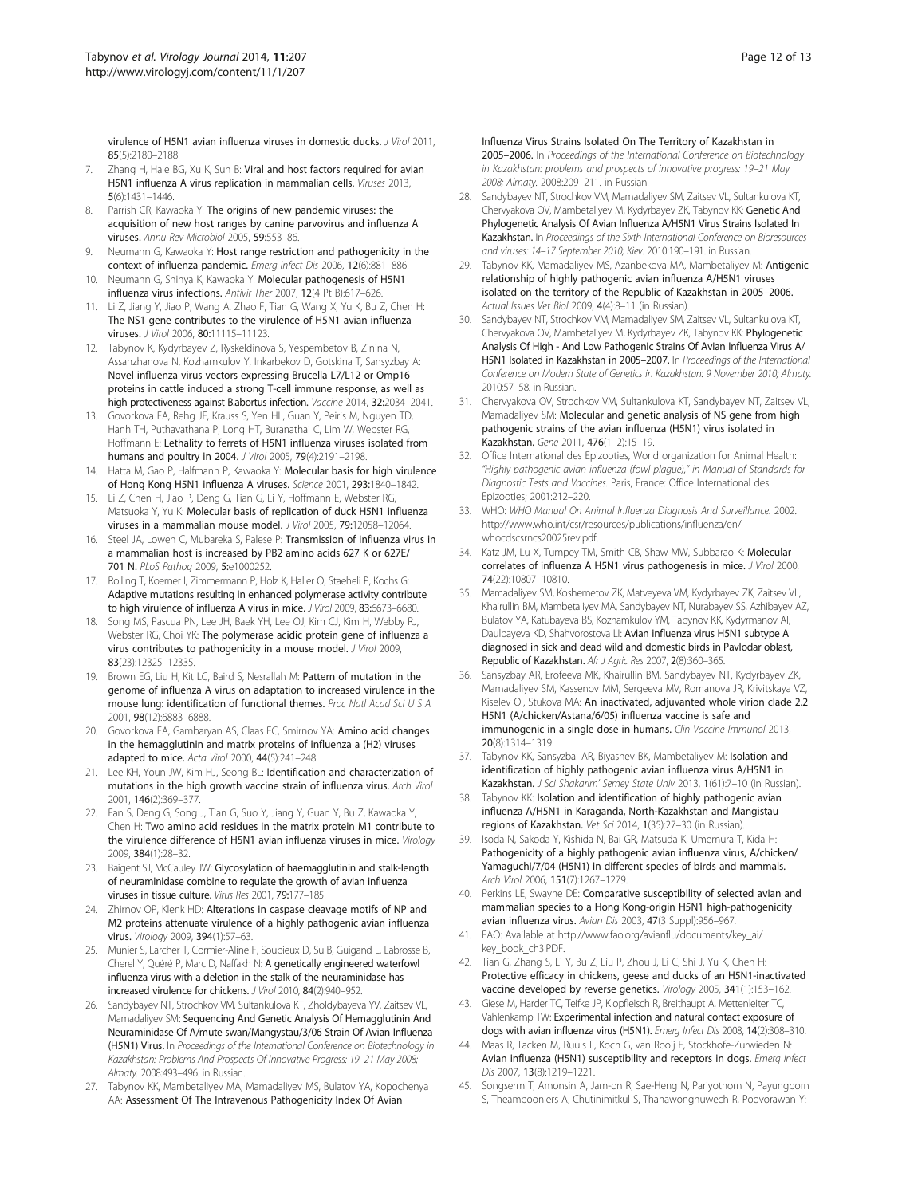virulence of H5N1 avian influenza viruses in domestic ducks. *J Virol* 2011, 85(5):2180–2188.

7. Zhang H, Hale BG, Xu K, Sun B: **Viral and host factors required for avian H5N1 influenza A virus replication in mammalian cells.** *Viruses* 2013, 5(6):1431–1446.
8. Parrish CR, Kawaoka Y: **The origins of new pandemic viruses: the acquisition of new host ranges by canine parvovirus and influenza A viruses.** *Annu Rev Microbiol* 2005, 59:553–86.
9. Neumann G, Kawaoka Y: **Host range restriction and pathogenicity in the context of influenza pandemic.** *Emerg Infect Dis* 2006, 12(6):881–886.
10. Neumann G, Shinya K, Kawaoka Y: **Molecular pathogenesis of H5N1 influenza virus infections.** *Antivir Ther* 2007, 12(4 Pt B):617–626.
11. Li Z, Jiang Y, Jiao P, Wang A, Zhao F, Tian G, Wang X, Yu K, Bu Z, Chen H: **The NS1 gene contributes to the virulence of H5N1 avian influenza viruses.** *J Virol* 2006, 80:11115–11123.
12. Tabynov K, Kydyrbayev Z, Ryskeldinova S, Yespembetov B, Zinina N, Assanzhanova N, Kozhamkulov Y, Inkarbekov D, Gotskina T, Sansyzbay A: **Novel influenza virus vectors expressing Brucella L7/L12 or Omp16 proteins in cattle induced a strong T-cell immune response, as well as high protectiveness against B.abortus infection.** *Vaccine* 2014, 32:2034–2041.
13. Govorkova EA, Rehg JE, Krauss S, Yen HL, Guan Y, Peiris M, Nguyen TD, Hanh TH, Puthavathana P, Long HT, Buranathai C, Lim W, Webster RG, Hoffmann E: **Lethality to ferrets of H5N1 influenza viruses isolated from humans and poultry in 2004.** *J Virol* 2005, 79(4):2191–2198.
14. Hatta M, Gao P, Halfmann P, Kawaoka Y: **Molecular basis for high virulence of Hong Kong H5N1 influenza A viruses.** *Science* 2001, 293:1840–1842.
15. Li Z, Chen H, Jiao P, Deng G, Tian G, Li Y, Hoffmann E, Webster RG, Matsuoka Y, Yu K: **Molecular basis of replication of duck H5N1 influenza viruses in a mammalian mouse model.** *J Virol* 2005, 79:12058–12064.
16. Steel JA, Lowen C, Mubareka S, Palese P: **Transmission of influenza virus in a mammalian host is increased by PB2 amino acids 627 K or 627E/ 701 N.** *PLoS Pathog* 2009, 5:e1000252.
17. Rolling T, Koerner I, Zimmermann P, Holz K, Haller O, Staeheli P, Kochs G: **Adaptive mutations resulting in enhanced polymerase activity contribute to high virulence of influenza A virus in mice.** *J Virol* 2009, 83:6673–6680.
18. Song MS, Pascua PN, Lee JH, Baek YH, Lee OJ, Kim CJ, Kim H, Webby RJ, Webster RG, Choi YK: **The polymerase acidic protein gene of influenza a virus contributes to pathogenicity in a mouse model.** *J Virol* 2009, 83(23):12325–12335.
19. Brown EG, Liu H, Kit LC, Baird S, Nesrallah M: **Pattern of mutation in the genome of influenza A virus on adaptation to increased virulence in the mouse lung: identification of functional themes.** *Proc Natl Acad Sci U S A* 2001, 98(12):6883–6888.
20. Govorkova EA, Gambaryan AS, Claas EC, Smirnov YA: **Amino acid changes in the hemagglutinin and matrix proteins of influenza a (H2) viruses adapted to mice.** *Acta Virol* 2000, 44(5):241–248.
21. Lee KH, Youn JW, Kim HJ, Seong BL: **Identification and characterization of mutations in the high growth vaccine strain of influenza virus.** *Arch Virol* 2001, 146(2):369–377.
22. Fan S, Deng G, Song J, Tian G, Suo Y, Jiang Y, Guan Y, Bu Z, Kawaoka Y, Chen H: **Two amino acid residues in the matrix protein M1 contribute to the virulence difference of H5N1 avian influenza viruses in mice.** *Virology* 2009, 384(1):28–32.
23. Baigent SJ, McCauley JW: **Glycosylation of haemagglutinin and stalk-length of neuraminidase combine to regulate the growth of avian influenza viruses in tissue culture.** *Virus Res* 2001, 79:177–185.
24. Zhirnov OP, Klenk HD: **Alterations in caspase cleavage motifs of NP and M2 proteins attenuate virulence of a highly pathogenic avian influenza virus.** *Virology* 2009, 394(1):57–63.
25. Munier S, Larcher T, Cormier-Aline F, Soubieux D, Su B, Guigand L, Labrosse B, Cherel Y, Quéré P, Marc D, Naffakh N: **A genetically engineered waterfowl influenza virus with a deletion in the stalk of the neuraminidase has increased virulence for chickens.** *J Virol* 2010, 84(2):940–952.
26. Sandybayev NT, Strochkov VM, Sultankulova KT, Zholdybayeva YV, Zaitsev VL, Mamadaliyev SM: **Sequencing And Genetic Analysis Of Hemagglutinin And Neuraminidase Of A/mute swan/Mangystau/3/06 Strain Of Avian Influenza (H5N1) Virus.** In *Proceedings of the International Conference on Biotechnology in Kazakhstan: Problems And Prospects Of Innovative Progress: 19–21 May 2008; Almaty.* 2008:493–496. in Russian.
27. Tabynov KK, Mambetaliyev MA, Mamadaliyev MS, Bulatov YA, Kopochenya AA: **Assessment Of The Intravenous Pathogenicity Index Of Avian Influenza Virus Strains Isolated On The Territory of Kazakhstan in 2005–2006.** In *Proceedings of the International Conference on Biotechnology in Kazakhstan: problems and prospects of innovative progress: 19–21 May 2008; Almaty.* 2008:209–211. in Russian.
28. Sandybayev NT, Strochkov VM, Mamadaliyev SM, Zaitsev VL, Sultankulova KT, Chervyakova OV, Mambetaliyev M, Kydyrbayev ZK, Tabynov KK: **Genetic And Phylogenetic Analysis Of Avian Influenza A/H5N1 Virus Strains Isolated In Kazakhstan.** In *Proceedings of the Sixth International Conference on Bioresources and viruses: 14–17 September 2010; Kiev.* 2010:190–191. in Russian.
29. Tabynov KK, Mamadaliyev MS, Azanbekova MA, Mambetaliyev M: **Antigenic relationship of highly pathogenic avian influenza A/H5N1 viruses isolated on the territory of the Republic of Kazakhstan in 2005–2006.** *Actual Issues Vet Biol* 2009, 4(4):8–11 (in Russian).
30. Sandybayev NT, Strochkov VM, Mamadaliyev SM, Zaitsev VL, Sultankulova KT, Chervyakova OV, Mambetaliyev M, Kydyrbayev ZK, Tabynov KK: **Phylogenetic Analysis Of High - And Low Pathogenic Strains Of Avian Influenza Virus A/ H5N1 Isolated in Kazakhstan in 2005–2007.** In *Proceedings of the International Conference on Modern State of Genetics in Kazakhstan: 9 November 2010; Almaty.* 2010:57–58. in Russian.
31. Chervyakova OV, Strochkov VM, Sultankulova KT, Sandybayev NT, Zaitsev VL, Mamadaliyev SM: **Molecular and genetic analysis of NS gene from high pathogenic strains of the avian influenza (H5N1) virus isolated in Kazakhstan.** *Gene* 2011, 476(1–2):15–19.
32. Office International des Epizooties, World organization for Animal Health: *"Highly pathogenic avian influenza (fowl plague)," in Manual of Standards for Diagnostic Tests and Vaccines.* Paris, France: Office International des Epizooties; 2001:212–220.
33. WHO: *WHO Manual On Animal Influenza Diagnosis And Surveillance.* 2002. http://www.who.int/csr/resources/publications/influenza/en/whocdscsrncs20025rev.pdf.
34. Katz JM, Lu X, Tumpey TM, Smith CB, Shaw MW, Subbarao K: **Molecular correlates of influenza A H5N1 virus pathogenesis in mice.** *J Virol* 2000, 74(22):10807–10810.
35. Mamadaliyev SM, Koshemetov ZK, Matveyeva VM, Kydyrbayev ZK, Zaitsev VL, Khairullin BM, Mambetaliyev MA, Sandybayev NT, Nurabayev SS, Azhibayev AZ, Bulatov YA, Katubayeva BS, Kozhamkulov YM, Tabynov KK, Kydyrmanov AI, Daulbayeva KD, Shahvorostova LI: **Avian influenza virus H5N1 subtype A diagnosed in sick and dead wild and domestic birds in Pavlodar oblast, Republic of Kazakhstan.** *Afr J Agric Res* 2007, 2(8):360–365.
36. Sansyzbay AR, Erofeeva MK, Khairullin BM, Sandybayev NT, Kydyrbayev ZK, Mamadaliyev SM, Kassenov MM, Sergeeva MV, Romanova JR, Krivitskaya VZ, Kiselev OI, Stukova MA: **An inactivated, adjuvanted whole virion clade 2.2 H5N1 (A/chicken/Astana/6/05) influenza vaccine is safe and immunogenic in a single dose in humans.** *Clin Vaccine Immunol* 2013, 20(8):1314–1319.
37. Tabynov KK, Sansyzbai AR, Biyashev BK, Mambetaliyev M: **Isolation and identification of highly pathogenic avian influenza virus A/H5N1 in Kazakhstan.** *J Sci Shakarim' Semey State Univ* 2013, 1(61):7–10 (in Russian).
38. Tabynov KK: **Isolation and identification of highly pathogenic avian influenza A/H5N1 in Karaganda, North-Kazakhstan and Mangistau regions of Kazakhstan.** *Vet Sci* 2014, 1(35):27–30 (in Russian).
39. Isoda N, Sakoda Y, Kishida N, Bai GR, Matsuda K, Umemura T, Kida H: **Pathogenicity of a highly pathogenic avian influenza virus, A/chicken/ Yamaguchi/7/04 (H5N1) in different species of birds and mammals.** *Arch Virol* 2006, 151(7):1267–1279.
40. Perkins LE, Swayne DE: **Comparative susceptibility of selected avian and mammalian species to a Hong Kong-origin H5N1 high-pathogenicity avian influenza virus.** *Avian Dis* 2003, 47(3 Suppl):956–967.
41. FAO: Available at http://www.fao.org/avianflu/documents/key_ai/key_book_ch3.PDF.
42. Tian G, Zhang S, Li Y, Bu Z, Liu P, Zhou J, Li C, Shi J, Yu K, Chen H: **Protective efficacy in chickens, geese and ducks of an H5N1-inactivated vaccine developed by reverse genetics.** *Virology* 2005, 341(1):153–162.
43. Giese M, Harder TC, Teifke JP, Klopfleisch R, Breithaupt A, Mettenleiter TC, Vahlenkamp TW: **Experimental infection and natural contact exposure of dogs with avian influenza virus (H5N1).** *Emerg Infect Dis* 2008, 14(2):308–310.
44. Maas R, Tacken M, Ruuls L, Koch G, van Rooij E, Stockhofe-Zurwieden N: **Avian influenza (H5N1) susceptibility and receptors in dogs.** *Emerg Infect Dis* 2007, 13(8):1219–1221.
45. Songserm T, Amonsin A, Jam-on R, Sae-Heng N, Pariyothorn N, Payungporn S, Theamboonlers A, Chutinimitkul S, Thanawongnuwech R, Poovorawan Y: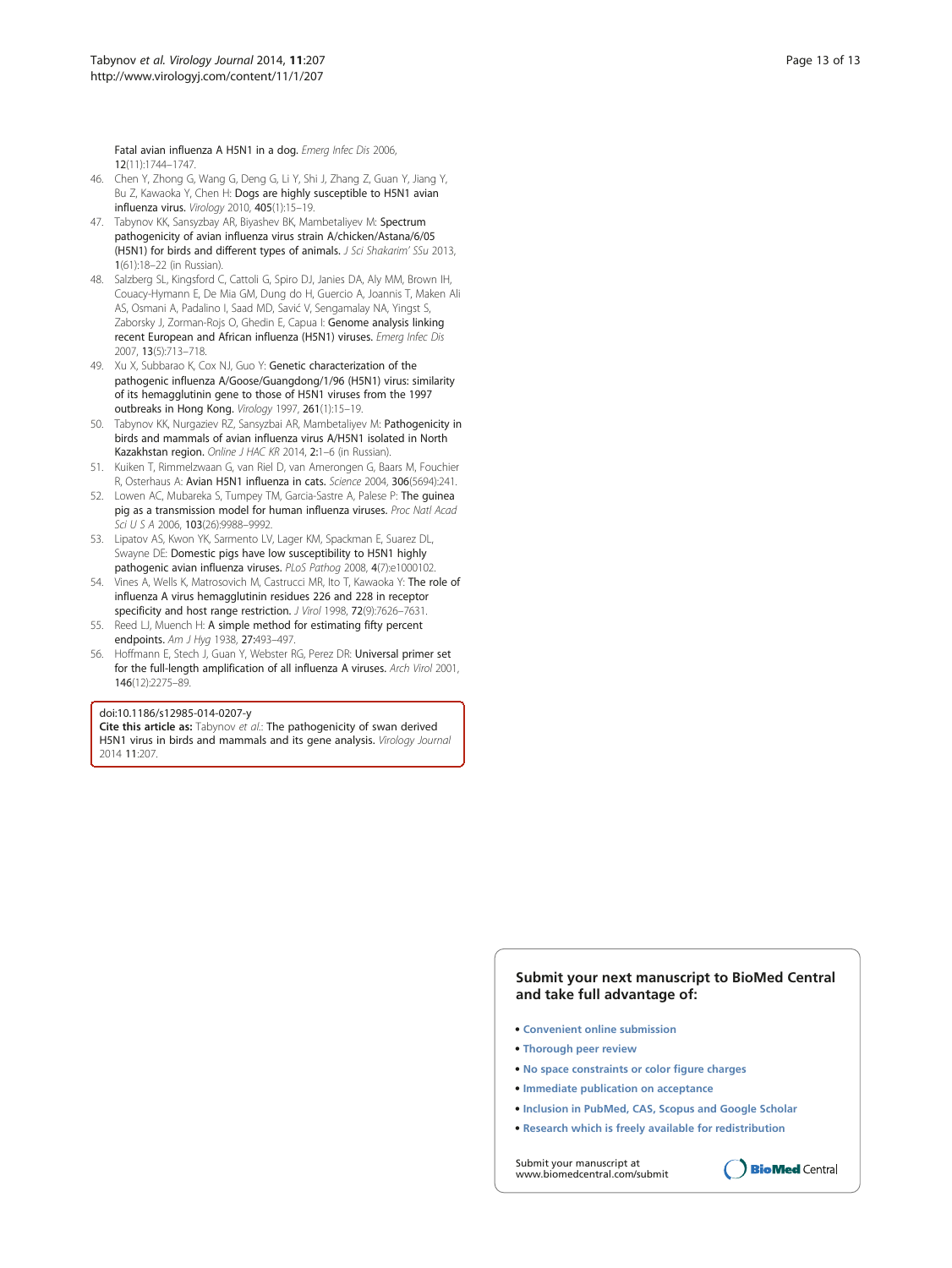Fatal avian influenza A H5N1 in a dog. *Emerg Infec Dis* 2006, **12**(11):1744–1747.

46. Chen Y, Zhong G, Wang G, Deng G, Li Y, Shi J, Zhang Z, Guan Y, Jiang Y, Bu Z, Kawaoka Y, Chen H: **Dogs are highly susceptible to H5N1 avian influenza virus.** *Virology* 2010, **405**(1):15–19.
47. Tabynov KK, Sansyzbay AR, Biyashev BK, Mambetaliyev M: **Spectrum pathogenicity of avian influenza virus strain A/chicken/Astana/6/05 (H5N1) for birds and different types of animals.** *J Sci Shakarim' SSu* 2013, **1**(61):18–22 (in Russian).
48. Salzberg SL, Kingsford C, Cattoli G, Spiro DJ, Janies DA, Aly MM, Brown IH, Couacy-Hymann E, De Mia GM, Dung do H, Guercio A, Joannis T, Maken Ali AS, Osmani A, Padalino I, Saad MD, Savić V, Sengamalay NA, Yingst S, Zaborsky J, Zorman-Rojs O, Ghedin E, Capua I: **Genome analysis linking recent European and African influenza (H5N1) viruses.** *Emerg Infec Dis* 2007, **13**(5):713–718.
49. Xu X, Subbarao K, Cox NJ, Guo Y: **Genetic characterization of the pathogenic influenza A/Goose/Guangdong/1/96 (H5N1) virus: similarity of its hemagglutinin gene to those of H5N1 viruses from the 1997 outbreaks in Hong Kong.** *Virology* 1997, **261**(1):15–19.
50. Tabynov KK, Nurgaziev RZ, Sansyzbai AR, Mambetaliyev M: **Pathogenicity in birds and mammals of avian influenza virus A/H5N1 isolated in North Kazakhstan region.** *Online J HAC KR* 2014, **2**:1–6 (in Russian).
51. Kuiken T, Rimmelzwaan G, van Riel D, van Amerongen G, Baars M, Fouchier R, Osterhaus A: **Avian H5N1 influenza in cats.** *Science* 2004, **306**(5694):241.
52. Lowen AC, Mubareka S, Tumpey TM, Garcia-Sastre A, Palese P: **The guinea pig as a transmission model for human influenza viruses.** *Proc Natl Acad Sci U S A* 2006, **103**(26):9988–9992.
53. Lipatov AS, Kwon YK, Sarmento LV, Lager KM, Spackman E, Suarez DL, Swayne DE: **Domestic pigs have low susceptibility to H5N1 highly pathogenic avian influenza viruses.** *PLoS Pathog* 2008, **4**(7):e1000102.
54. Vines A, Wells K, Matrosovich M, Castrucci MR, Ito T, Kawaoka Y: **The role of influenza A virus hemagglutinin residues 226 and 228 in receptor specificity and host range restriction.** *J Virol* 1998, **72**(9):7626–7631.
55. Reed LJ, Muench H: **A simple method for estimating fifty percent endpoints.** *Am J Hyg* 1938, **27**:493–497.
56. Hoffmann E, Stech J, Guan Y, Webster RG, Perez DR: **Universal primer set for the full-length amplification of all influenza A viruses.** *Arch Virol* 2001, **146**(12):2275–89.

doi:10.1186/s12985-014-0207-y

**Cite this article as:** Tabynov *et al.*: The pathogenicity of swan derived H5N1 virus in birds and mammals and its gene analysis. *Virology Journal* 2014 **11**:207.

**Submit your next manuscript to BioMed Central and take full advantage of:**

- **Convenient online submission**
- **Thorough peer review**
- **No space constraints or color figure charges**
- **Immediate publication on acceptance**
- **Inclusion in PubMed, CAS, Scopus and Google Scholar**
- **Research which is freely available for redistribution**

Submit your manuscript at
www.biomedcentral.com/submit

BioMed Central